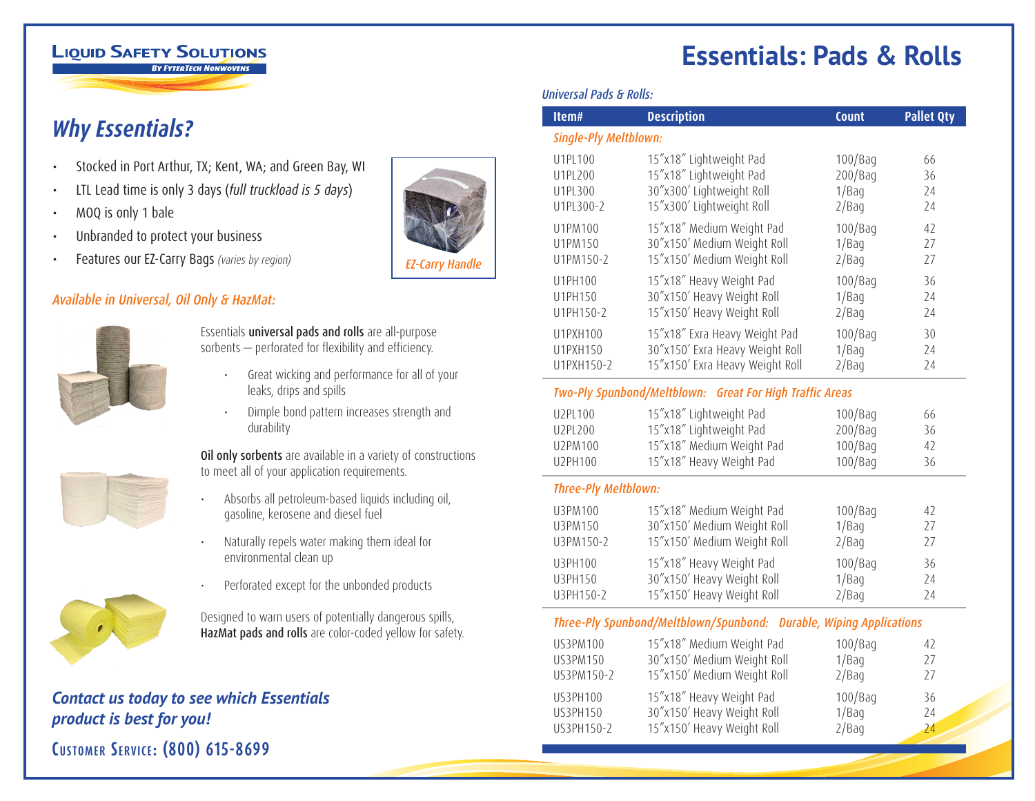Liquid Safety Solutions
By FyterTech Nonwovens

# Essentials: Pads & Rolls

## *Why Essentials?*

- Stocked in Port Arthur, TX; Kent, WA; and Green Bay, WI
- LTL Lead time is only 3 days (*full truckload is 5 days*)
- MOQ is only 1 bale
- Unbranded to protect your business
- Features our EZ-Carry Bags *(varies by region)*

*EZ-Carry Handle*

### *Available in Universal, Oil Only & HazMat:*

Essentials **universal pads and rolls** are all-purpose sorbents – perforated for flexibility and efficiency.

- Great wicking and performance for all of your leaks, drips and spills
- Dimple bond pattern increases strength and durability

**Oil only sorbents** are available in a variety of constructions to meet all of your application requirements.

- Absorbs all petroleum-based liquids including oil, gasoline, kerosene and diesel fuel
- Naturally repels water making them ideal for environmental clean up
- Perforated except for the unbonded products

Designed to warn users of potentially dangerous spills, **HazMat pads and rolls** are color-coded yellow for safety.

***Contact us today to see which Essentials product is best for you!***

Customer Service: (800) 615-8699

*Universal Pads & Rolls:*

| Item# | Description | Count | Pallet Qty |
|---|---|---|---|
| ***Single-Ply Meltblown:*** | | | |
| U1PL100 | 15"x18" Lightweight Pad | 100/Bag | 66 |
| U1PL200 | 15"x18" Lightweight Pad | 200/Bag | 36 |
| U1PL300 | 30"x300' Lightweight Roll | 1/Bag | 24 |
| U1PL300-2 | 15"x300' Lightweight Roll | 2/Bag | 24 |
| U1PM100 | 15"x18" Medium Weight Pad | 100/Bag | 42 |
| U1PM150 | 30"x150' Medium Weight Roll | 1/Bag | 27 |
| U1PM150-2 | 15"x150' Medium Weight Roll | 2/Bag | 27 |
| U1PH100 | 15"x18" Heavy Weight Pad | 100/Bag | 36 |
| U1PH150 | 30"x150' Heavy Weight Roll | 1/Bag | 24 |
| U1PH150-2 | 15"x150' Heavy Weight Roll | 2/Bag | 24 |
| U1PXH100 | 15"x18" Exra Heavy Weight Pad | 100/Bag | 30 |
| U1PXH150 | 30"x150' Exra Heavy Weight Roll | 1/Bag | 24 |
| U1PXH150-2 | 15"x150' Exra Heavy Weight Roll | 2/Bag | 24 |
| ***Two-Ply Spunbond/Meltblown: Great For High Traffic Areas*** | | | |
| U2PL100 | 15"x18" Lightweight Pad | 100/Bag | 66 |
| U2PL200 | 15"x18" Lightweight Pad | 200/Bag | 36 |
| U2PM100 | 15"x18" Medium Weight Pad | 100/Bag | 42 |
| U2PH100 | 15"x18" Heavy Weight Pad | 100/Bag | 36 |
| ***Three-Ply Meltblown:*** | | | |
| U3PM100 | 15"x18" Medium Weight Pad | 100/Bag | 42 |
| U3PM150 | 30"x150' Medium Weight Roll | 1/Bag | 27 |
| U3PM150-2 | 15"x150' Medium Weight Roll | 2/Bag | 27 |
| U3PH100 | 15"x18" Heavy Weight Pad | 100/Bag | 36 |
| U3PH150 | 30"x150' Heavy Weight Roll | 1/Bag | 24 |
| U3PH150-2 | 15"x150' Heavy Weight Roll | 2/Bag | 24 |
| ***Three-Ply Spunbond/Meltblown/Spunbond: Durable, Wiping Applications*** | | | |
| US3PM100 | 15"x18" Medium Weight Pad | 100/Bag | 42 |
| US3PM150 | 30"x150' Medium Weight Roll | 1/Bag | 27 |
| US3PM150-2 | 15"x150' Medium Weight Roll | 2/Bag | 27 |
| US3PH100 | 15"x18" Heavy Weight Pad | 100/Bag | 36 |
| US3PH150 | 30"x150' Heavy Weight Roll | 1/Bag | 24 |
| US3PH150-2 | 15"x150' Heavy Weight Roll | 2/Bag | 24 |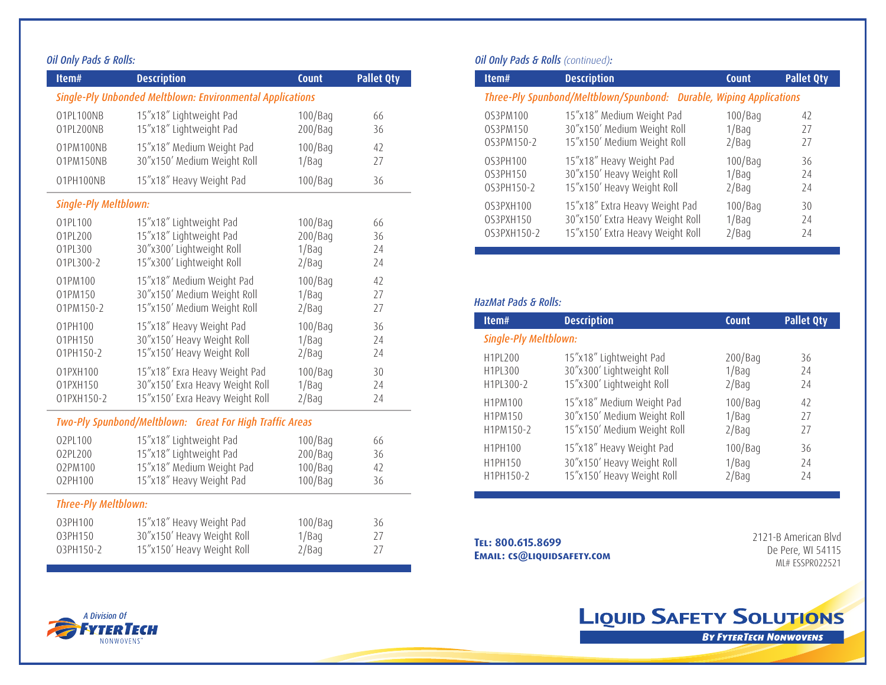### *Oil Only Pads & Rolls:*

| Item# | Description | Count | Pallet Qty |
|---|---|---|---|
| ***Single-Ply Unbonded Meltblown: Environmental Applications*** | | | |
| 01PL100NB | 15"x18" Lightweight Pad | 100/Bag | 66 |
| 01PL200NB | 15"x18" Lightweight Pad | 200/Bag | 36 |
| 01PM100NB | 15"x18" Medium Weight Pad | 100/Bag | 42 |
| 01PM150NB | 30"x150' Medium Weight Roll | 1/Bag | 27 |
| 01PH100NB | 15"x18" Heavy Weight Pad | 100/Bag | 36 |
| ***Single-Ply Meltblown:*** | | | |
| 01PL100 | 15"x18" Lightweight Pad | 100/Bag | 66 |
| 01PL200 | 15"x18" Lightweight Pad | 200/Bag | 36 |
| 01PL300 | 30"x300' Lightweight Roll | 1/Bag | 24 |
| 01PL300-2 | 15"x300' Lightweight Roll | 2/Bag | 24 |
| 01PM100 | 15"x18" Medium Weight Pad | 100/Bag | 42 |
| 01PM150 | 30"x150' Medium Weight Roll | 1/Bag | 27 |
| 01PM150-2 | 15"x150' Medium Weight Roll | 2/Bag | 27 |
| 01PH100 | 15"x18" Heavy Weight Pad | 100/Bag | 36 |
| 01PH150 | 30"x150' Heavy Weight Roll | 1/Bag | 24 |
| 01PH150-2 | 15"x150' Heavy Weight Roll | 2/Bag | 24 |
| 01PXH100 | 15"x18" Exra Heavy Weight Pad | 100/Bag | 30 |
| 01PXH150 | 30"x150' Exra Heavy Weight Roll | 1/Bag | 24 |
| 01PXH150-2 | 15"x150' Exra Heavy Weight Roll | 2/Bag | 24 |
| ***Two-Ply Spunbond/Meltblown: Great For High Traffic Areas*** | | | |
| 02PL100 | 15"x18" Lightweight Pad | 100/Bag | 66 |
| 02PL200 | 15"x18" Lightweight Pad | 200/Bag | 36 |
| 02PM100 | 15"x18" Medium Weight Pad | 100/Bag | 42 |
| 02PH100 | 15"x18" Heavy Weight Pad | 100/Bag | 36 |
| ***Three-Ply Meltblown:*** | | | |
| 03PH100 | 15"x18" Heavy Weight Pad | 100/Bag | 36 |
| 03PH150 | 30"x150' Heavy Weight Roll | 1/Bag | 27 |
| 03PH150-2 | 15"x150' Heavy Weight Roll | 2/Bag | 27 |

### *Oil Only Pads & Rolls (continued):*

| Item# | Description | Count | Pallet Qty |
|---|---|---|---|
| ***Three-Ply Spunbond/Meltblown/Spunbond: Durable, Wiping Applications*** | | | |
| OS3PM100 | 15"x18" Medium Weight Pad | 100/Bag | 42 |
| OS3PM150 | 30"x150' Medium Weight Roll | 1/Bag | 27 |
| OS3PM150-2 | 15"x150' Medium Weight Roll | 2/Bag | 27 |
| OS3PH100 | 15"x18" Heavy Weight Pad | 100/Bag | 36 |
| OS3PH150 | 30"x150' Heavy Weight Roll | 1/Bag | 24 |
| OS3PH150-2 | 15"x150' Heavy Weight Roll | 2/Bag | 24 |
| OS3PXH100 | 15"x18" Extra Heavy Weight Pad | 100/Bag | 30 |
| OS3PXH150 | 30"x150' Extra Heavy Weight Roll | 1/Bag | 24 |
| OS3PXH150-2 | 15"x150' Extra Heavy Weight Roll | 2/Bag | 24 |

### *HazMat Pads & Rolls:*

| Item# | Description | Count | Pallet Qty |
|---|---|---|---|
| ***Single-Ply Meltblown:*** | | | |
| H1PL200 | 15"x18" Lightweight Pad | 200/Bag | 36 |
| H1PL300 | 30"x300' Lightweight Roll | 1/Bag | 24 |
| H1PL300-2 | 15"x300' Lightweight Roll | 2/Bag | 24 |
| H1PM100 | 15"x18" Medium Weight Pad | 100/Bag | 42 |
| H1PM150 | 30"x150' Medium Weight Roll | 1/Bag | 27 |
| H1PM150-2 | 15"x150' Medium Weight Roll | 2/Bag | 27 |
| H1PH100 | 15"x18" Heavy Weight Pad | 100/Bag | 36 |
| H1PH150 | 30"x150' Heavy Weight Roll | 1/Bag | 24 |
| H1PH150-2 | 15"x150' Heavy Weight Roll | 2/Bag | 24 |

**Tel: 800.615.8699**
**Email: cs@liquidsafety.com**

2121-B American Blvd
De Pere, WI 54115
ML# ESSPR022521

A Division Of FYTERTECH NONWOVENS™

**LIQUID SAFETY SOLUTIONS**
*By FyterTech Nonwovens*